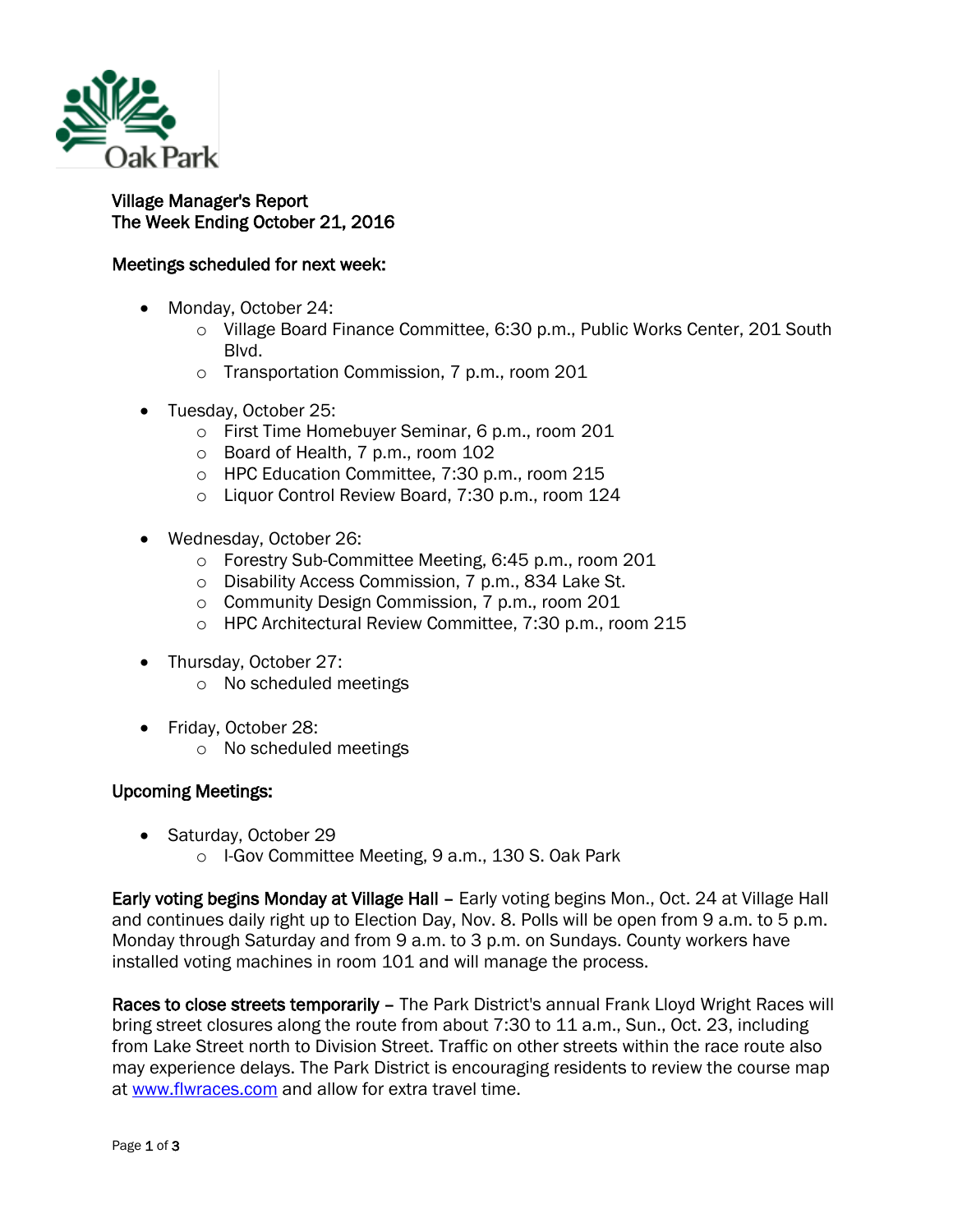Oak Park

**Village Manager's Report**
**The Week Ending October 21, 2016**

**Meetings scheduled for next week:**

- Monday, October 24:
  - Village Board Finance Committee, 6:30 p.m., Public Works Center, 201 South Blvd.
  - Transportation Commission, 7 p.m., room 201
- Tuesday, October 25:
  - First Time Homebuyer Seminar, 6 p.m., room 201
  - Board of Health, 7 p.m., room 102
  - HPC Education Committee, 7:30 p.m., room 215
  - Liquor Control Review Board, 7:30 p.m., room 124
- Wednesday, October 26:
  - Forestry Sub-Committee Meeting, 6:45 p.m., room 201
  - Disability Access Commission, 7 p.m., 834 Lake St.
  - Community Design Commission, 7 p.m., room 201
  - HPC Architectural Review Committee, 7:30 p.m., room 215
- Thursday, October 27:
  - No scheduled meetings
- Friday, October 28:
  - No scheduled meetings

**Upcoming Meetings:**

- Saturday, October 29
  - I-Gov Committee Meeting, 9 a.m., 130 S. Oak Park

**Early voting begins Monday at Village Hall** – Early voting begins Mon., Oct. 24 at Village Hall and continues daily right up to Election Day, Nov. 8. Polls will be open from 9 a.m. to 5 p.m. Monday through Saturday and from 9 a.m. to 3 p.m. on Sundays. County workers have installed voting machines in room 101 and will manage the process.

**Races to close streets temporarily** – The Park District's annual Frank Lloyd Wright Races will bring street closures along the route from about 7:30 to 11 a.m., Sun., Oct. 23, including from Lake Street north to Division Street. Traffic on other streets within the race route also may experience delays. The Park District is encouraging residents to review the course map at www.flwraces.com and allow for extra travel time.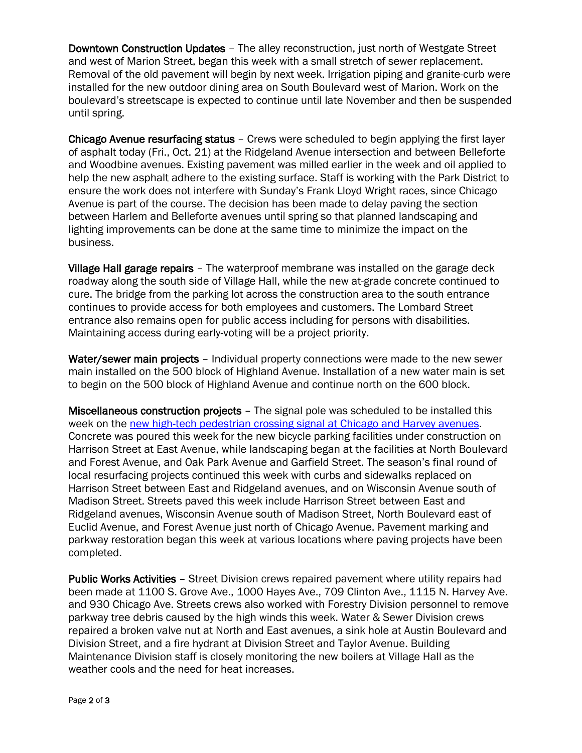**Downtown Construction Updates** – The alley reconstruction, just north of Westgate Street and west of Marion Street, began this week with a small stretch of sewer replacement. Removal of the old pavement will begin by next week. Irrigation piping and granite-curb were installed for the new outdoor dining area on South Boulevard west of Marion. Work on the boulevard's streetscape is expected to continue until late November and then be suspended until spring.

**Chicago Avenue resurfacing status** – Crews were scheduled to begin applying the first layer of asphalt today (Fri., Oct. 21) at the Ridgeland Avenue intersection and between Belleforte and Woodbine avenues. Existing pavement was milled earlier in the week and oil applied to help the new asphalt adhere to the existing surface. Staff is working with the Park District to ensure the work does not interfere with Sunday's Frank Lloyd Wright races, since Chicago Avenue is part of the course. The decision has been made to delay paving the section between Harlem and Belleforte avenues until spring so that planned landscaping and lighting improvements can be done at the same time to minimize the impact on the business.

**Village Hall garage repairs** – The waterproof membrane was installed on the garage deck roadway along the south side of Village Hall, while the new at-grade concrete continued to cure. The bridge from the parking lot across the construction area to the south entrance continues to provide access for both employees and customers. The Lombard Street entrance also remains open for public access including for persons with disabilities. Maintaining access during early-voting will be a project priority.

**Water/sewer main projects** – Individual property connections were made to the new sewer main installed on the 500 block of Highland Avenue. Installation of a new water main is set to begin on the 500 block of Highland Avenue and continue north on the 600 block.

**Miscellaneous construction projects** – The signal pole was scheduled to be installed this week on the [new high-tech pedestrian crossing signal at Chicago and Harvey avenues](). Concrete was poured this week for the new bicycle parking facilities under construction on Harrison Street at East Avenue, while landscaping began at the facilities at North Boulevard and Forest Avenue, and Oak Park Avenue and Garfield Street. The season's final round of local resurfacing projects continued this week with curbs and sidewalks replaced on Harrison Street between East and Ridgeland avenues, and on Wisconsin Avenue south of Madison Street. Streets paved this week include Harrison Street between East and Ridgeland avenues, Wisconsin Avenue south of Madison Street, North Boulevard east of Euclid Avenue, and Forest Avenue just north of Chicago Avenue. Pavement marking and parkway restoration began this week at various locations where paving projects have been completed.

**Public Works Activities** – Street Division crews repaired pavement where utility repairs had been made at 1100 S. Grove Ave., 1000 Hayes Ave., 709 Clinton Ave., 1115 N. Harvey Ave. and 930 Chicago Ave. Streets crews also worked with Forestry Division personnel to remove parkway tree debris caused by the high winds this week. Water & Sewer Division crews repaired a broken valve nut at North and East avenues, a sink hole at Austin Boulevard and Division Street, and a fire hydrant at Division Street and Taylor Avenue. Building Maintenance Division staff is closely monitoring the new boilers at Village Hall as the weather cools and the need for heat increases.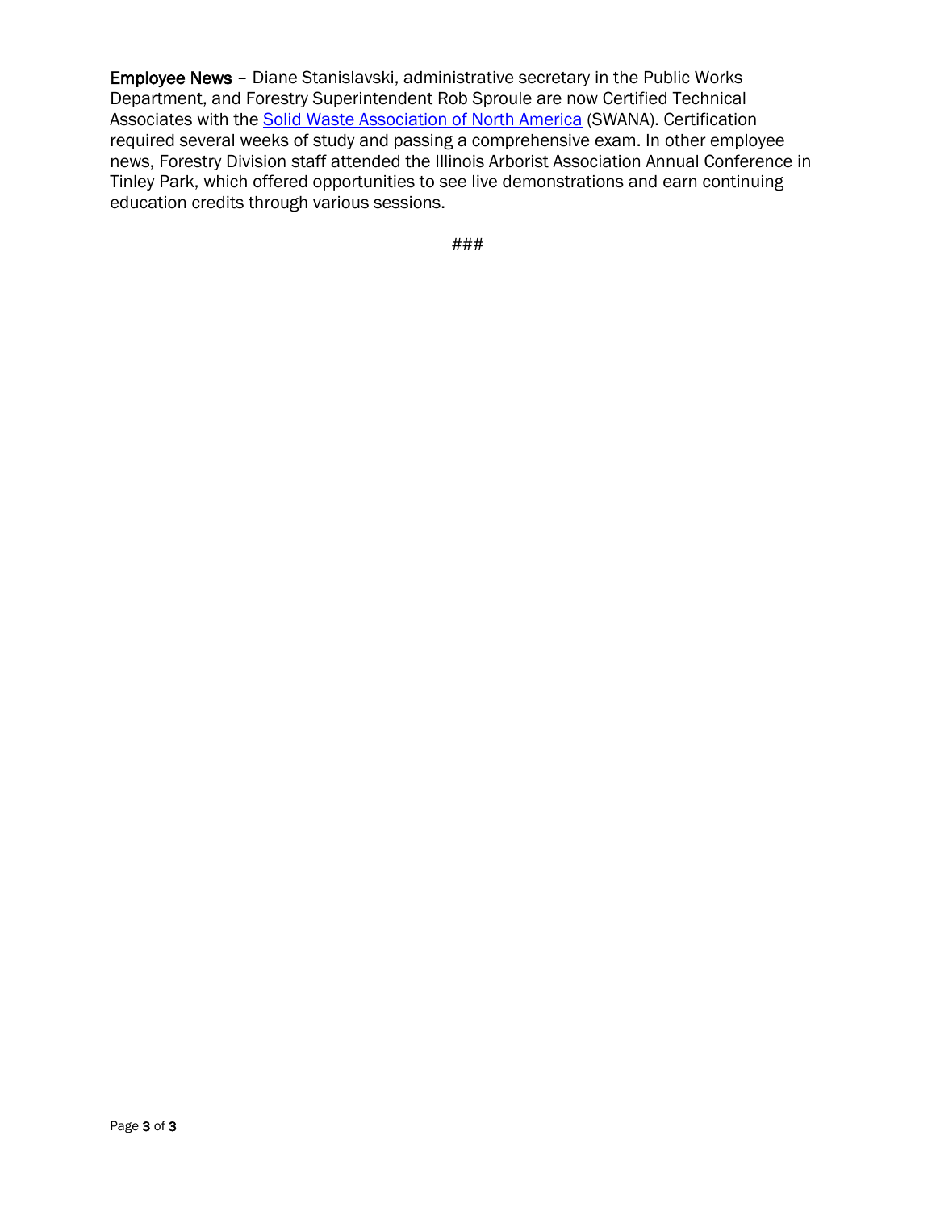**Employee News** – Diane Stanislavski, administrative secretary in the Public Works Department, and Forestry Superintendent Rob Sproule are now Certified Technical Associates with the [Solid Waste Association of North America](#) (SWANA). Certification required several weeks of study and passing a comprehensive exam. In other employee news, Forestry Division staff attended the Illinois Arborist Association Annual Conference in Tinley Park, which offered opportunities to see live demonstrations and earn continuing education credits through various sessions.

###